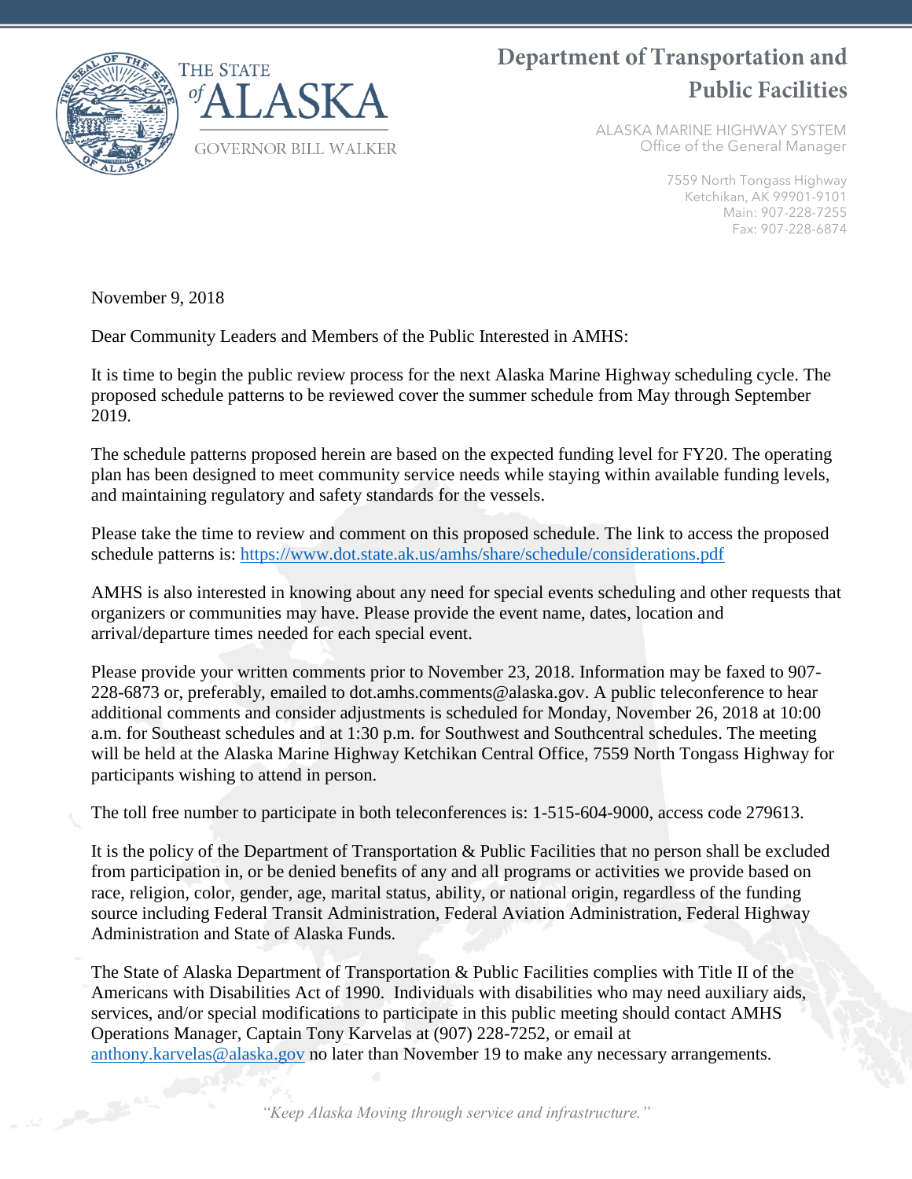THE STATE of ALASKA

GOVERNOR BILL WALKER

# Department of Transportation and Public Facilities

ALASKA MARINE HIGHWAY SYSTEM
Office of the General Manager

7559 North Tongass Highway
Ketchikan, AK 99901-9101
Main: 907-228-7255
Fax: 907-228-6874

November 9, 2018

Dear Community Leaders and Members of the Public Interested in AMHS:

It is time to begin the public review process for the next Alaska Marine Highway scheduling cycle. The proposed schedule patterns to be reviewed cover the summer schedule from May through September 2019.

The schedule patterns proposed herein are based on the expected funding level for FY20. The operating plan has been designed to meet community service needs while staying within available funding levels, and maintaining regulatory and safety standards for the vessels.

Please take the time to review and comment on this proposed schedule. The link to access the proposed schedule patterns is: https://www.dot.state.ak.us/amhs/share/schedule/considerations.pdf

AMHS is also interested in knowing about any need for special events scheduling and other requests that organizers or communities may have. Please provide the event name, dates, location and arrival/departure times needed for each special event.

Please provide your written comments prior to November 23, 2018. Information may be faxed to 907-228-6873 or, preferably, emailed to dot.amhs.comments@alaska.gov. A public teleconference to hear additional comments and consider adjustments is scheduled for Monday, November 26, 2018 at 10:00 a.m. for Southeast schedules and at 1:30 p.m. for Southwest and Southcentral schedules. The meeting will be held at the Alaska Marine Highway Ketchikan Central Office, 7559 North Tongass Highway for participants wishing to attend in person.

The toll free number to participate in both teleconferences is: 1-515-604-9000, access code 279613.

It is the policy of the Department of Transportation & Public Facilities that no person shall be excluded from participation in, or be denied benefits of any and all programs or activities we provide based on race, religion, color, gender, age, marital status, ability, or national origin, regardless of the funding source including Federal Transit Administration, Federal Aviation Administration, Federal Highway Administration and State of Alaska Funds.

The State of Alaska Department of Transportation & Public Facilities complies with Title II of the Americans with Disabilities Act of 1990. Individuals with disabilities who may need auxiliary aids, services, and/or special modifications to participate in this public meeting should contact AMHS Operations Manager, Captain Tony Karvelas at (907) 228-7252, or email at anthony.karvelas@alaska.gov no later than November 19 to make any necessary arrangements.

*"Keep Alaska Moving through service and infrastructure."*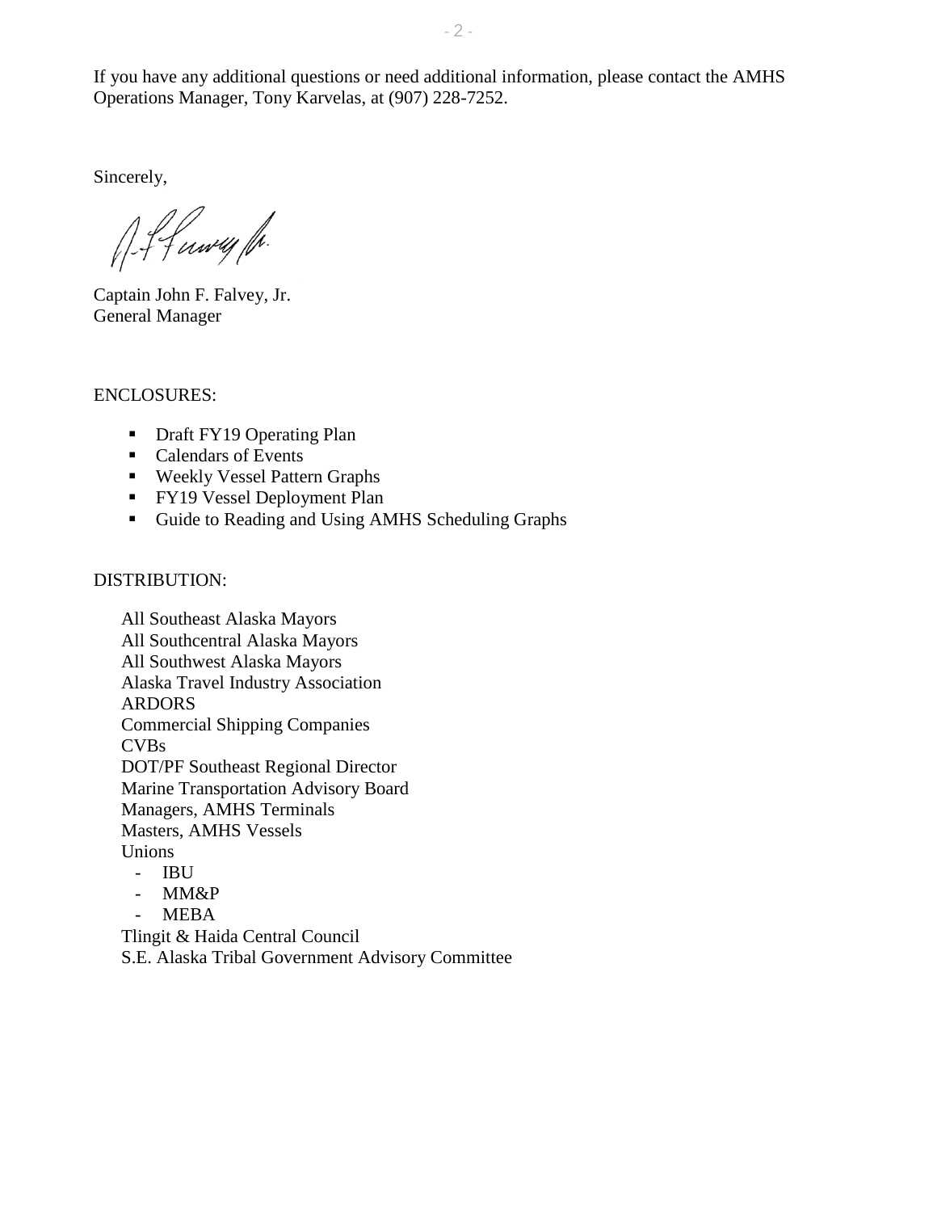If you have any additional questions or need additional information, please contact the AMHS Operations Manager, Tony Karvelas, at (907) 228-7252.

Sincerely,

Captain John F. Falvey, Jr.
General Manager

ENCLOSURES:

- Draft FY19 Operating Plan
- Calendars of Events
- Weekly Vessel Pattern Graphs
- FY19 Vessel Deployment Plan
- Guide to Reading and Using AMHS Scheduling Graphs

DISTRIBUTION:

All Southeast Alaska Mayors
All Southcentral Alaska Mayors
All Southwest Alaska Mayors
Alaska Travel Industry Association
ARDORS
Commercial Shipping Companies
CVBs
DOT/PF Southeast Regional Director
Marine Transportation Advisory Board
Managers, AMHS Terminals
Masters, AMHS Vessels
Unions

- IBU
- MM&P
- MEBA

Tlingit & Haida Central Council
S.E. Alaska Tribal Government Advisory Committee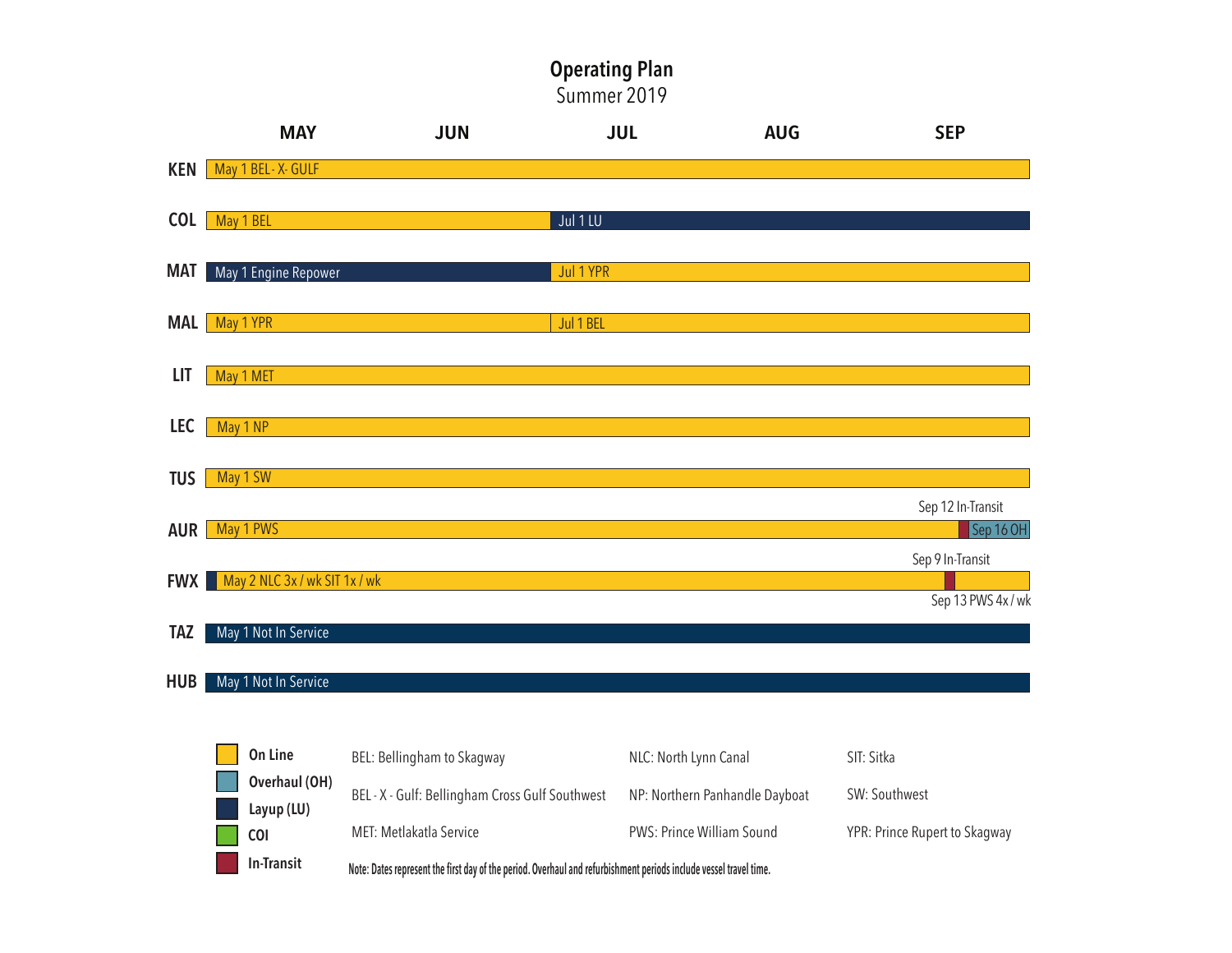# Operating Plan

## Summer 2019

| Vessel | MAY | JUN | JUL | AUG | SEP |
|---|---|---|---|---|---|
| KEN | May 1 BEL - X - GULF | | | | |
| COL | May 1 BEL | | Jul 1 LU | | |
| MAT | May 1 Engine Repower | | Jul 1 YPR | | |
| MAL | May 1 YPR | | Jul 1 BEL | | |
| LIT | May 1 MET | | | | |
| LEC | May 1 NP | | | | |
| TUS | May 1 SW | | | | |
| AUR | May 1 PWS | | | | Sep 12 In-Transit; Sep 16 OH |
| FWX | May 2 NLC 3x / wk SIT 1x / wk | | | | Sep 9 In-Transit; Sep 13 PWS 4x / wk |
| TAZ | May 1 Not In Service | | | | |
| HUB | May 1 Not In Service | | | | |

**Legend:**

- **On Line**
- **Overhaul (OH)**
- **Layup (LU)**
- **COI**
- **In-Transit**

BEL: Bellingham to Skagway

BEL - X - Gulf: Bellingham Cross Gulf Southwest

MET: Metlakatla Service

NLC: North Lynn Canal

NP: Northern Panhandle Dayboat

PWS: Prince William Sound

SIT: Sitka

SW: Southwest

YPR: Prince Rupert to Skagway

Note: Dates represent the first day of the period. Overhaul and refurbishment periods include vessel travel time.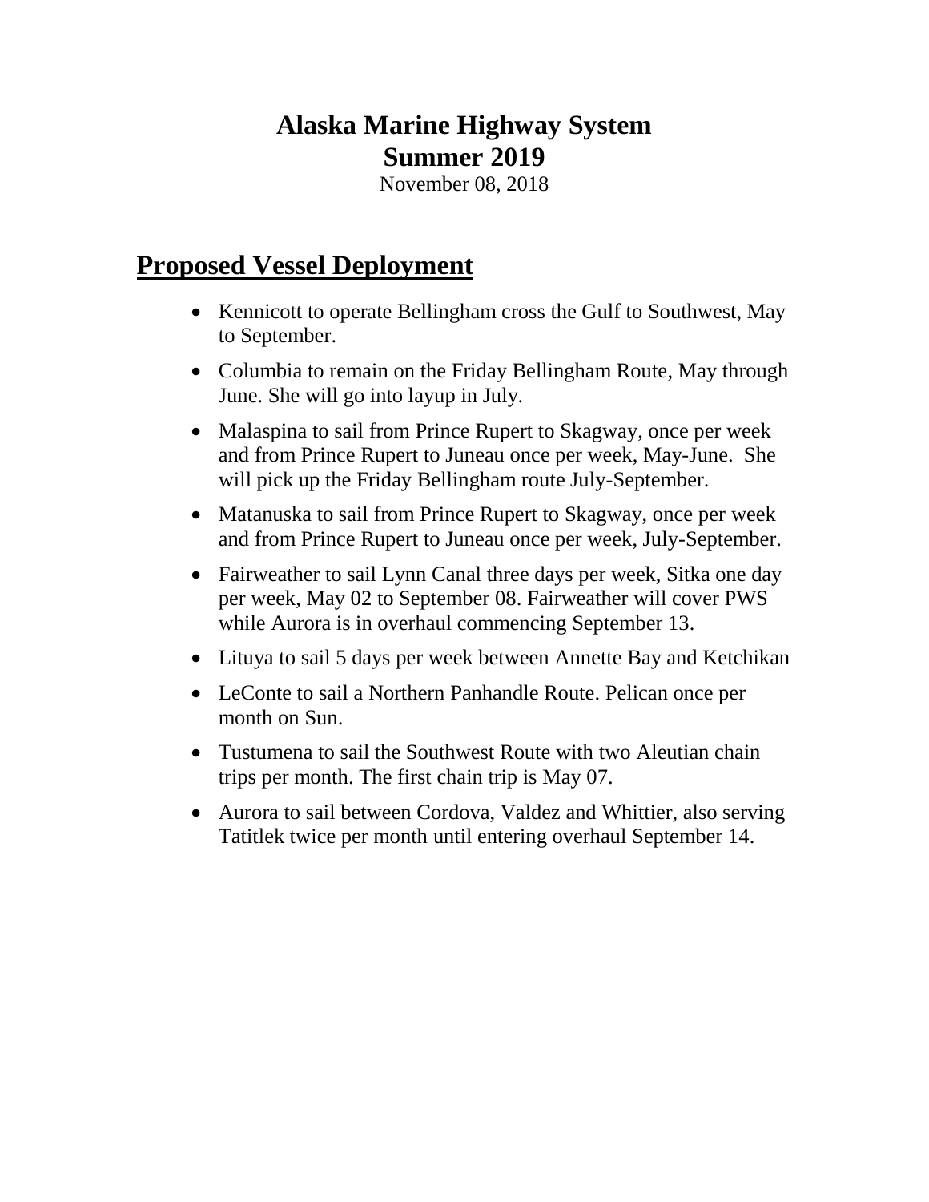# Alaska Marine Highway System
# Summer 2019

November 08, 2018

## Proposed Vessel Deployment

- Kennicott to operate Bellingham cross the Gulf to Southwest, May to September.
- Columbia to remain on the Friday Bellingham Route, May through June. She will go into layup in July.
- Malaspina to sail from Prince Rupert to Skagway, once per week and from Prince Rupert to Juneau once per week, May-June. She will pick up the Friday Bellingham route July-September.
- Matanuska to sail from Prince Rupert to Skagway, once per week and from Prince Rupert to Juneau once per week, July-September.
- Fairweather to sail Lynn Canal three days per week, Sitka one day per week, May 02 to September 08. Fairweather will cover PWS while Aurora is in overhaul commencing September 13.
- Lituya to sail 5 days per week between Annette Bay and Ketchikan
- LeConte to sail a Northern Panhandle Route. Pelican once per month on Sun.
- Tustumena to sail the Southwest Route with two Aleutian chain trips per month. The first chain trip is May 07.
- Aurora to sail between Cordova, Valdez and Whittier, also serving Tatitlek twice per month until entering overhaul September 14.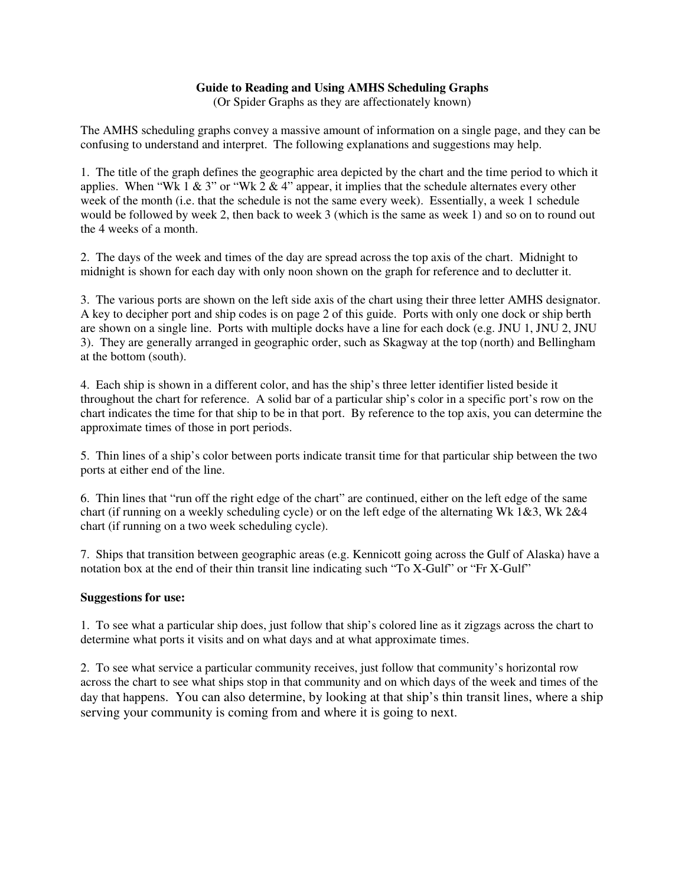# Guide to Reading and Using AMHS Scheduling Graphs

(Or Spider Graphs as they are affectionately known)

The AMHS scheduling graphs convey a massive amount of information on a single page, and they can be confusing to understand and interpret. The following explanations and suggestions may help.

1. The title of the graph defines the geographic area depicted by the chart and the time period to which it applies. When "Wk 1 & 3" or "Wk 2 & 4" appear, it implies that the schedule alternates every other week of the month (i.e. that the schedule is not the same every week). Essentially, a week 1 schedule would be followed by week 2, then back to week 3 (which is the same as week 1) and so on to round out the 4 weeks of a month.

2. The days of the week and times of the day are spread across the top axis of the chart. Midnight to midnight is shown for each day with only noon shown on the graph for reference and to declutter it.

3. The various ports are shown on the left side axis of the chart using their three letter AMHS designator. A key to decipher port and ship codes is on page 2 of this guide. Ports with only one dock or ship berth are shown on a single line. Ports with multiple docks have a line for each dock (e.g. JNU 1, JNU 2, JNU 3). They are generally arranged in geographic order, such as Skagway at the top (north) and Bellingham at the bottom (south).

4. Each ship is shown in a different color, and has the ship's three letter identifier listed beside it throughout the chart for reference. A solid bar of a particular ship's color in a specific port's row on the chart indicates the time for that ship to be in that port. By reference to the top axis, you can determine the approximate times of those in port periods.

5. Thin lines of a ship's color between ports indicate transit time for that particular ship between the two ports at either end of the line.

6. Thin lines that "run off the right edge of the chart" are continued, either on the left edge of the same chart (if running on a weekly scheduling cycle) or on the left edge of the alternating Wk 1&3, Wk 2&4 chart (if running on a two week scheduling cycle).

7. Ships that transition between geographic areas (e.g. Kennicott going across the Gulf of Alaska) have a notation box at the end of their thin transit line indicating such "To X-Gulf" or "Fr X-Gulf"

**Suggestions for use:**

1. To see what a particular ship does, just follow that ship's colored line as it zigzags across the chart to determine what ports it visits and on what days and at what approximate times.

2. To see what service a particular community receives, just follow that community's horizontal row across the chart to see what ships stop in that community and on which days of the week and times of the day that happens. You can also determine, by looking at that ship's thin transit lines, where a ship serving your community is coming from and where it is going to next.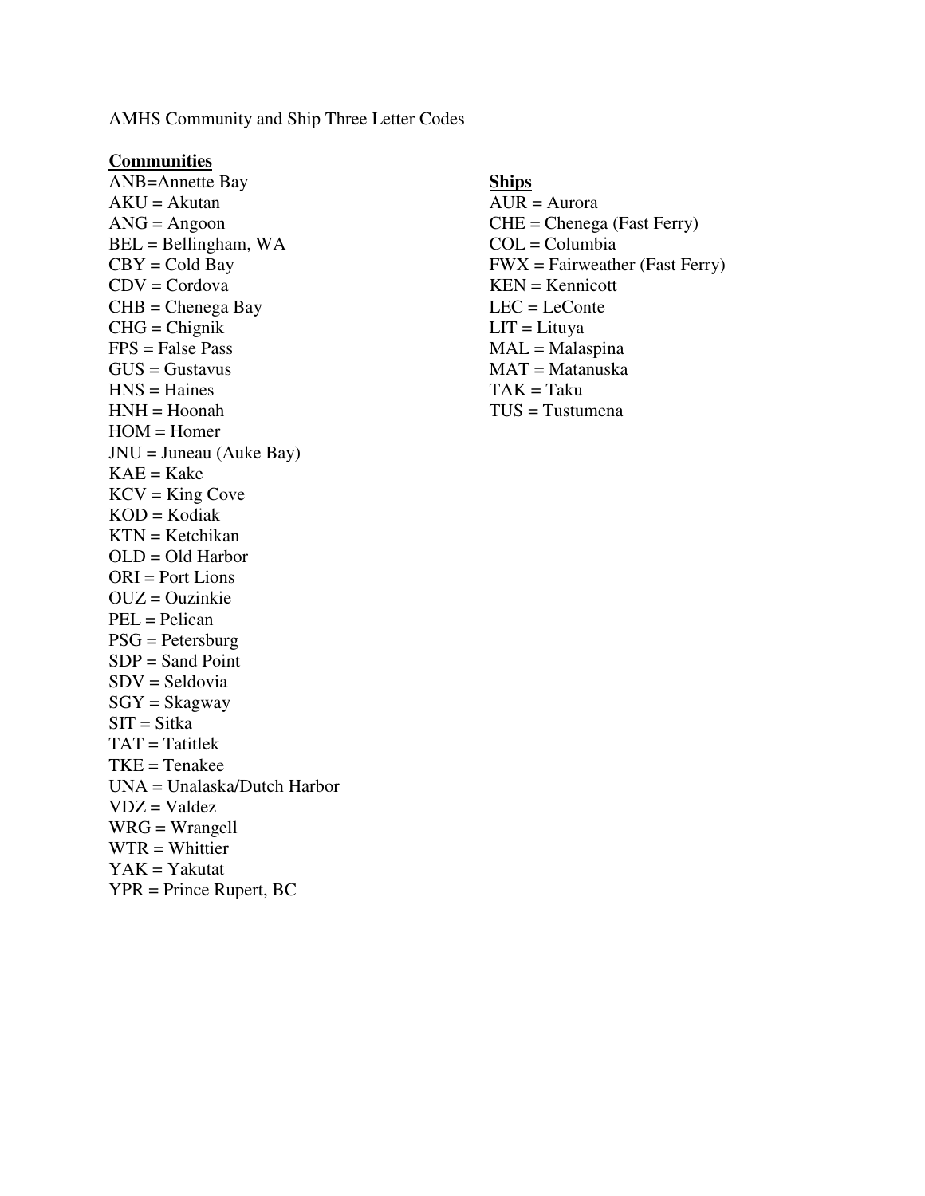AMHS Community and Ship Three Letter Codes

**Communities**

ANB=Annette Bay
AKU = Akutan
ANG = Angoon
BEL = Bellingham, WA
CBY = Cold Bay
CDV = Cordova
CHB = Chenega Bay
CHG = Chignik
FPS = False Pass
GUS = Gustavus
HNS = Haines
HNH = Hoonah
HOM = Homer
JNU = Juneau (Auke Bay)
KAE = Kake
KCV = King Cove
KOD = Kodiak
KTN = Ketchikan
OLD = Old Harbor
ORI = Port Lions
OUZ = Ouzinkie
PEL = Pelican
PSG = Petersburg
SDP = Sand Point
SDV = Seldovia
SGY = Skagway
SIT = Sitka
TAT = Tatitlek
TKE = Tenakee
UNA = Unalaska/Dutch Harbor
VDZ = Valdez
WRG = Wrangell
WTR = Whittier
YAK = Yakutat
YPR = Prince Rupert, BC

**Ships**

AUR = Aurora
CHE = Chenega (Fast Ferry)
COL = Columbia
FWX = Fairweather (Fast Ferry)
KEN = Kennicott
LEC = LeConte
LIT = Lituya
MAL = Malaspina
MAT = Matanuska
TAK = Taku
TUS = Tustumena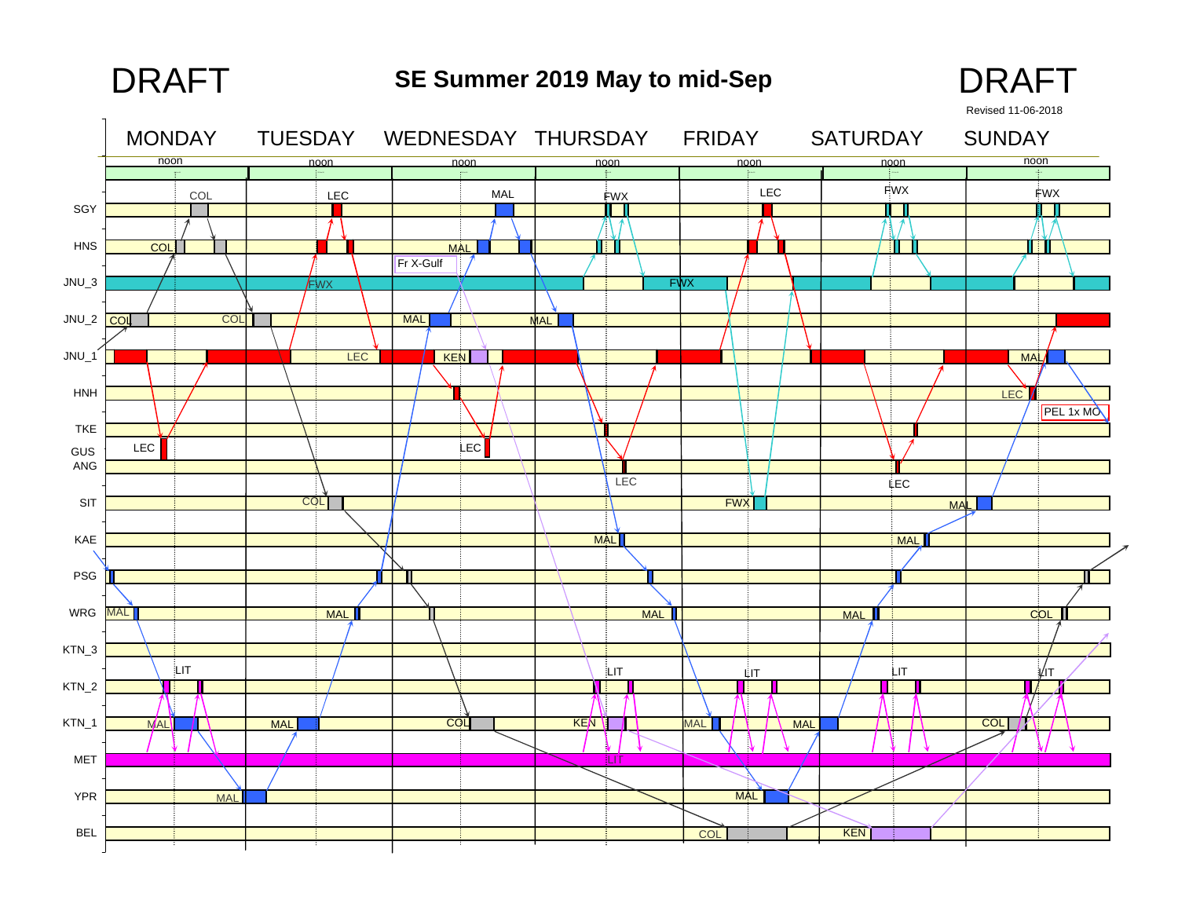DRAFT

# SE Summer 2019 May to mid-Sep

DRAFT

Revised 11-06-2018

MONDAY TUESDAY WEDNESDAY THURSDAY FRIDAY SATURDAY SUNDAY

noon noon noon noon noon noon noon

SGY
HNS
JNU_3
JNU_2
JNU_1
HNH
TKE
GUS
ANG
SIT
KAE
PSG
WRG
KTN_3
KTN_2
KTN_1
MET
YPR
BEL

COL COL COL COL COL COL COL COL COL COL

LEC LEC LEC LEC LEC LEC LEC LEC LEC LEC LEC

MAL MAL MAL MAL MAL MAL MAL MAL MAL MAL MAL MAL MAL MAL MAL MAL MAL MAL MAL MAL

FWX FWX FWX FWX FWX FWX FWX

KEN KEN KEN

LIT LIT LIT LIT LIT LIT

Fr X-Gulf

PEL 1x MO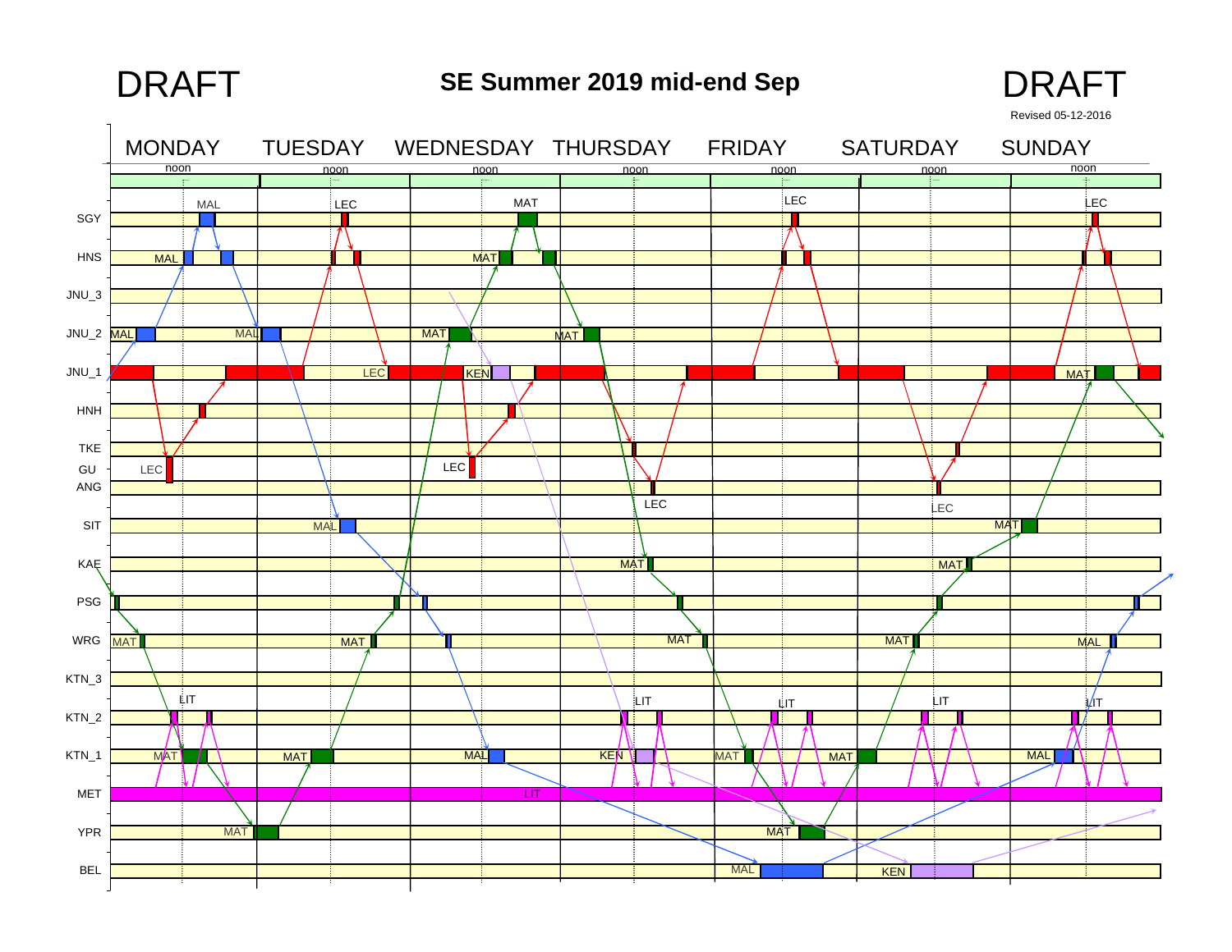DRAFT

# SE Summer 2019 mid-end Sep

DRAFT

Revised 05-12-2016

MONDAY TUESDAY WEDNESDAY THURSDAY FRIDAY SATURDAY SUNDAY

noon noon noon noon noon noon noon

SGY
HNS
JNU_3
JNU_2
JNU_1
HNH
TKE
GU
ANG
SIT
KAE
PSG
WRG
KTN_3
KTN_2
KTN_1
MET
YPR
BEL

MAL MAL MAL MAL LEC LEC MAL MAT MAT LIT MAT MAT LEC LEC MAL MAT LEC MAT MAT MAT KEN LEC MAT MAL MAT MAL MAT LIT LEC LEC LIT KEN LIT MAT MAT LEC LEC LEC MAT LIT MAT MAT MAL KEN LEC MAT MAT MAT MAL LIT MAL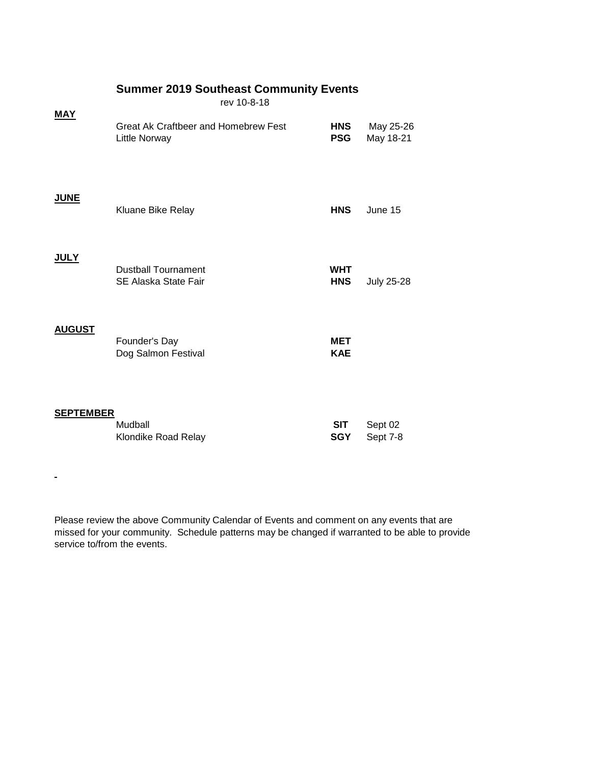# Summer 2019 Southeast Community Events

rev 10-8-18

**MAY**

| Event | Community | Date |
|---|---|---|
| Great Ak Craftbeer and Homebrew Fest | **HNS** | May 25-26 |
| Little Norway | **PSG** | May 18-21 |

**JUNE**

| Event | Community | Date |
|---|---|---|
| Kluane Bike Relay | **HNS** | June 15 |

**JULY**

| Event | Community | Date |
|---|---|---|
| Dustball Tournament | **WHT** | |
| SE Alaska State Fair | **HNS** | July 25-28 |

**AUGUST**

| Event | Community | Date |
|---|---|---|
| Founder's Day | **MET** | |
| Dog Salmon Festival | **KAE** | |

**SEPTEMBER**

| Event | Community | Date |
|---|---|---|
| Mudball | **SIT** | Sept 02 |
| Klondike Road Relay | **SGY** | Sept 7-8 |

Please review the above Community Calendar of Events and comment on any events that are missed for your community. Schedule patterns may be changed if warranted to be able to provide service to/from the events.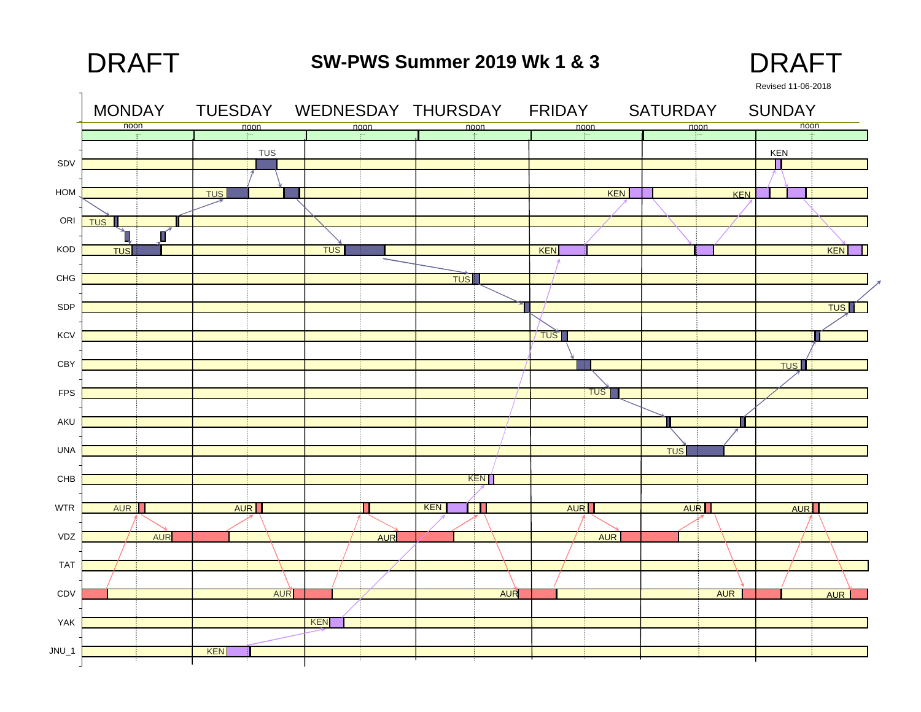DRAFT

# SW-PWS Summer 2019 Wk 1 & 3

DRAFT

Revised 11-06-2018

| | MONDAY | TUESDAY | WEDNESDAY | THURSDAY | FRIDAY | SATURDAY | SUNDAY |
|---|---|---|---|---|---|---|---|
| | noon | noon | noon | noon | noon | noon | noon |
| SDV | | TUS | | | | | KEN |
| HOM | | TUS | | | KEN | KEN | |
| ORI | TUS | | | | | | |
| KOD | TUS | | TUS | | KEN | | KEN |
| CHG | | | | TUS | | | |
| SDP | | | | | | | TUS |
| KCV | | | | | TUS | | |
| CBY | | | | | | | TUS |
| FPS | | | | | TUS | | |
| AKU | | | | | | | |
| UNA | | | | | | TUS | |
| CHB | | | | KEN | | | |
| WTR | AUR | AUR | | KEN | AUR | AUR | AUR |
| VDZ | AUR | | AUR | | AUR | | |
| TAT | | | | | | | |
| CDV | | AUR | | AUR | | AUR | AUR |
| YAK | | | KEN | | | | |
| JNU_1 | | KEN | | | | | |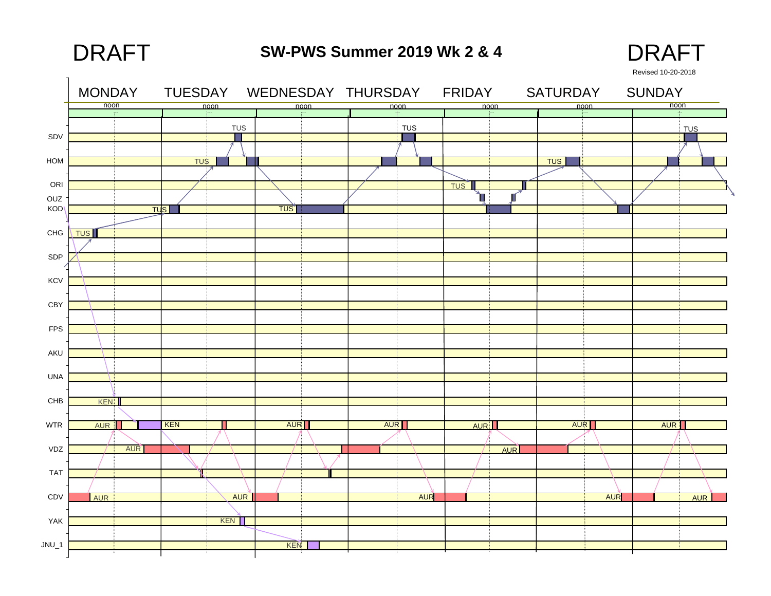DRAFT

# SW-PWS Summer 2019 Wk 2 & 4

DRAFT

Revised 10-20-2018

MONDAY TUESDAY WEDNESDAY THURSDAY FRIDAY SATURDAY SUNDAY

noon noon noon noon noon noon noon

SDV: TUS, TUS, TUS

HOM: TUS, TUS

ORI: TUS

OUZ

KOD: TUS, TUS

CHG: TUS

SDP

KCV

CBY

FPS

AKU

UNA

CHB: KEN

WTR: AUR, KEN, AUR, AUR, AUR, AUR, AUR

VDZ: AUR, AUR

TAT

CDV: AUR, AUR, AUR, AUR, AUR

YAK: KEN

JNU_1: KEN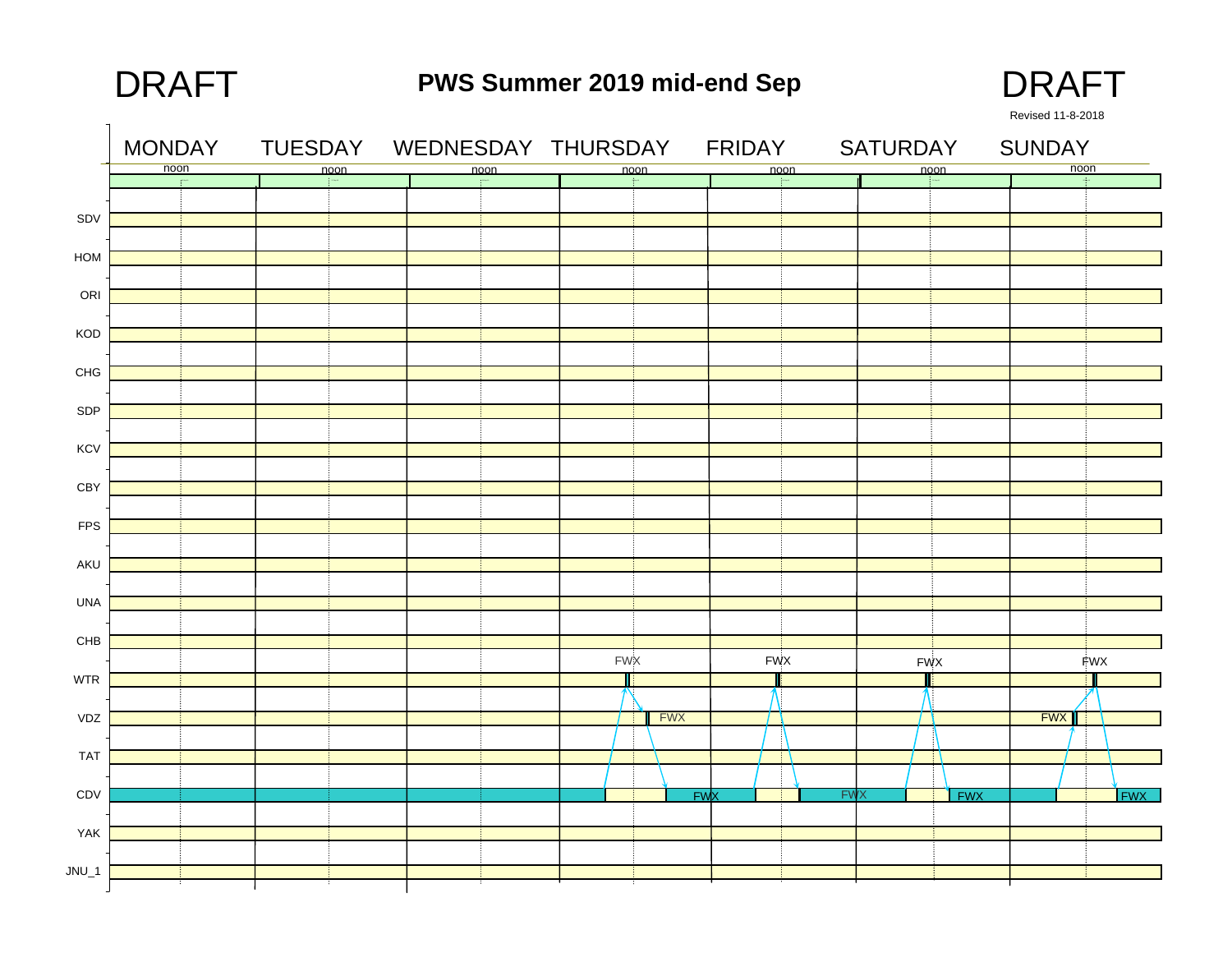DRAFT

# PWS Summer 2019 mid-end Sep

DRAFT

Revised 11-8-2018

| | MONDAY | TUESDAY | WEDNESDAY | THURSDAY | FRIDAY | SATURDAY | SUNDAY |
|---|---|---|---|---|---|---|---|
| | noon | noon | noon | noon | noon | noon | noon |
| SDV | | | | | | | |
| HOM | | | | | | | |
| ORI | | | | | | | |
| KOD | | | | | | | |
| CHG | | | | | | | |
| SDP | | | | | | | |
| KCV | | | | | | | |
| CBY | | | | | | | |
| FPS | | | | | | | |
| AKU | | | | | | | |
| UNA | | | | | | | |
| CHB | | | | | | | |
| WTR | | | | FWX | FWX | FWX | FWX |
| VDZ | | | | FWX | | | FWX |
| TAT | | | | | | | |
| CDV | | | | FWX | FWX | FWX | FWX |
| YAK | | | | | | | |
| JNU_1 | | | | | | | |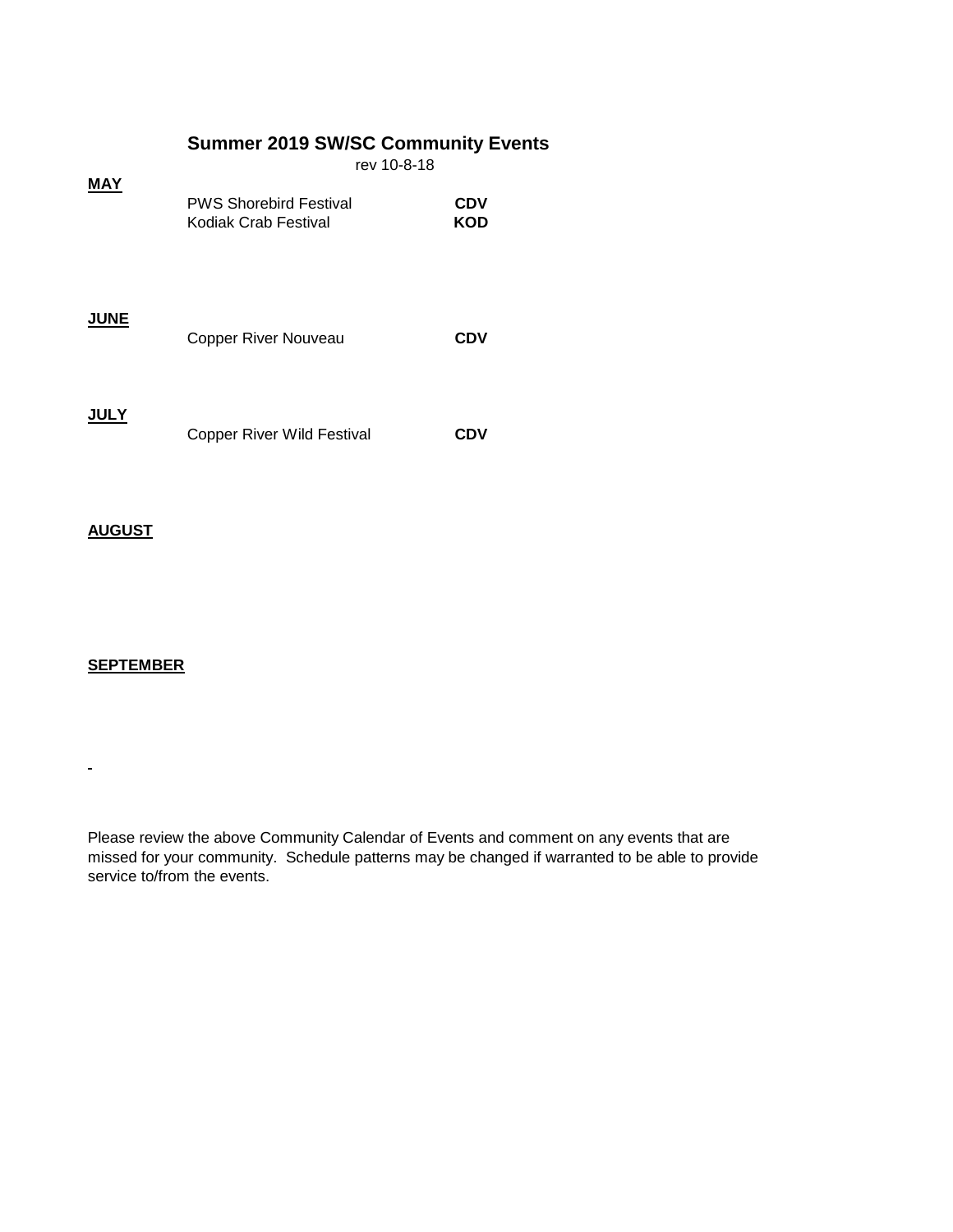# Summer 2019 SW/SC Community Events

rev 10-8-18

**MAY**

| | |
|---|---|
| PWS Shorebird Festival | **CDV** |
| Kodiak Crab Festival | **KOD** |

**JUNE**

| | |
|---|---|
| Copper River Nouveau | **CDV** |

**JULY**

| | |
|---|---|
| Copper River Wild Festival | **CDV** |

**AUGUST**

**SEPTEMBER**

Please review the above Community Calendar of Events and comment on any events that are missed for your community. Schedule patterns may be changed if warranted to be able to provide service to/from the events.